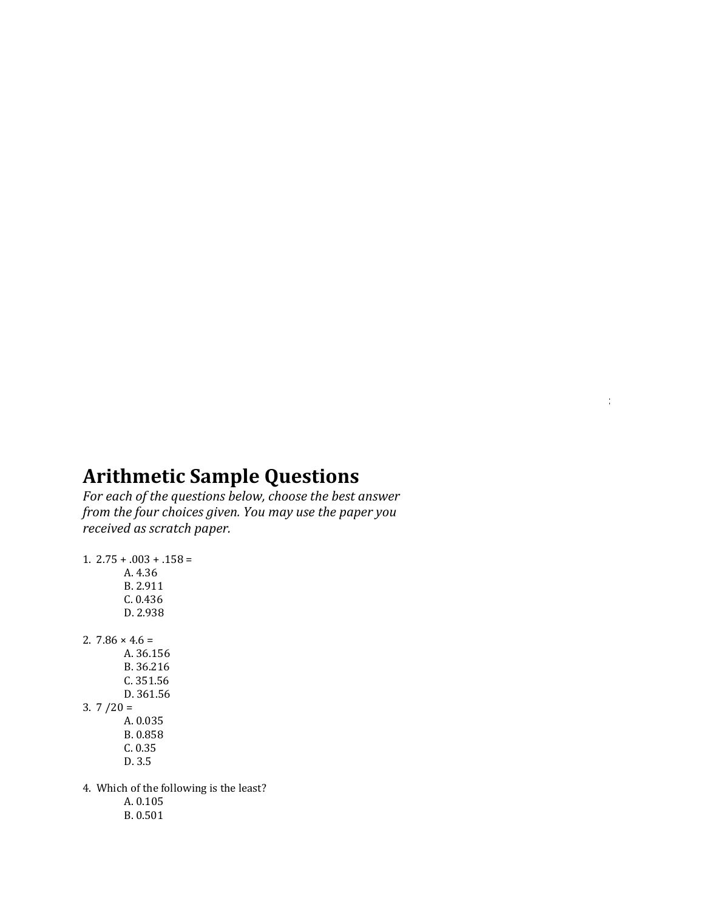# Arithmetic Sample Questions

*For each of the questions below, choose the best answer from the four choices given. You may use the paper you received as scratch paper.*

1. 2.75 + .003 + .158 =
   - A. 4.36
   - B. 2.911
   - C. 0.436
   - D. 2.938

2. 7.86 × 4.6 =
   - A. 36.156
   - B. 36.216
   - C. 351.56
   - D. 361.56

3. 7 /20 =
   - A. 0.035
   - B. 0.858
   - C. 0.35
   - D. 3.5

4. Which of the following is the least?
   - A. 0.105
   - B. 0.501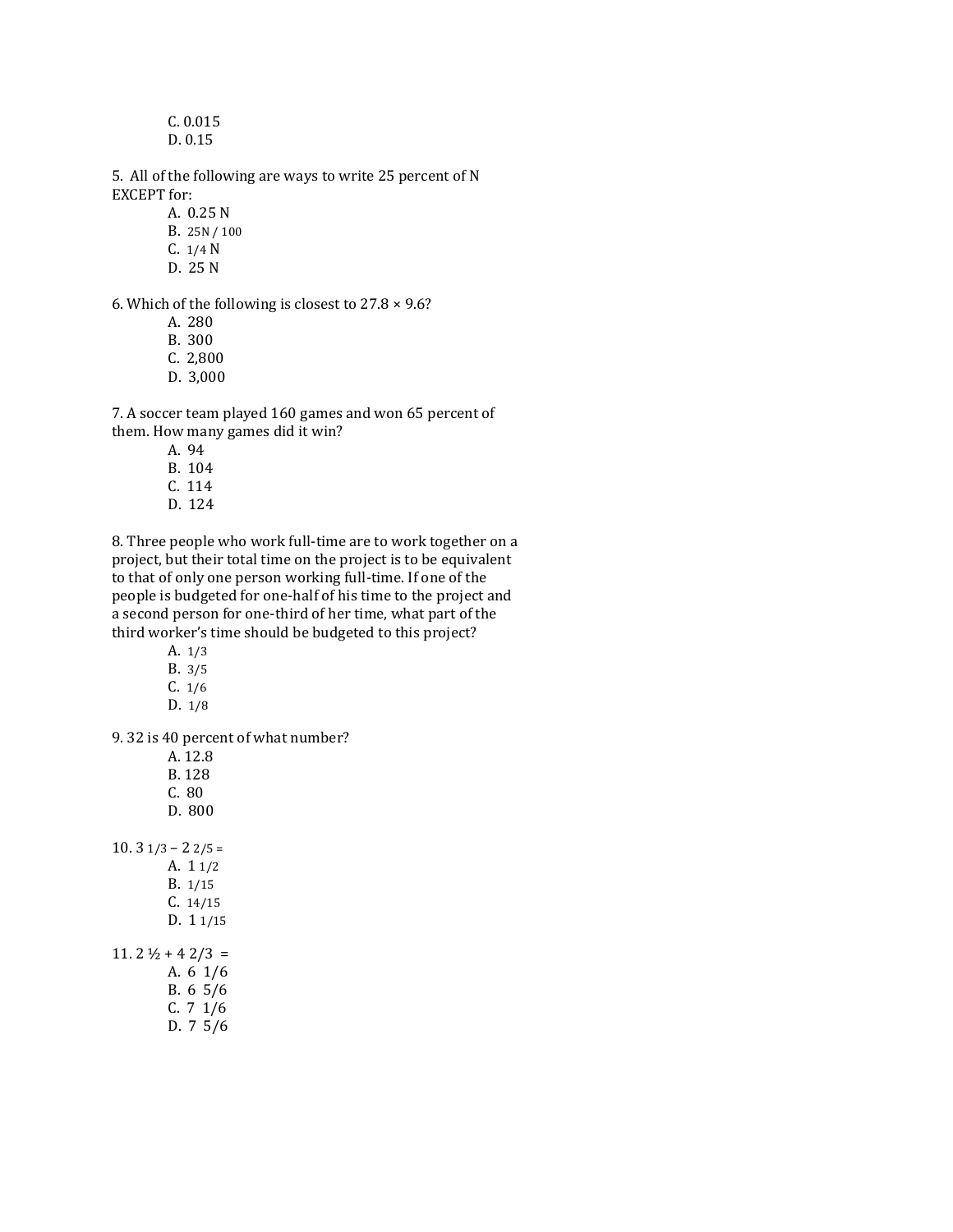C. 0.015  
D. 0.15

5. All of the following are ways to write 25 percent of N EXCEPT for:

A. 0.25 N  
B. 25N / 100  
C. 1/4 N  
D. 25 N

6. Which of the following is closest to 27.8 × 9.6?

A. 280  
B. 300  
C. 2,800  
D. 3,000

7. A soccer team played 160 games and won 65 percent of them. How many games did it win?

A. 94  
B. 104  
C. 114  
D. 124

8. Three people who work full-time are to work together on a project, but their total time on the project is to be equivalent to that of only one person working full-time. If one of the people is budgeted for one-half of his time to the project and a second person for one-third of her time, what part of the third worker's time should be budgeted to this project?

A. 1/3  
B. 3/5  
C. 1/6  
D. 1/8

9. 32 is 40 percent of what number?

A. 12.8  
B. 128  
C. 80  
D. 800

10. 3 1/3 – 2 2/5 =

A. 1 1/2  
B. 1/15  
C. 14/15  
D. 1 1/15

11. 2 ½ + 4 2/3 =

A. 6 1/6  
B. 6 5/6  
C. 7 1/6  
D. 7 5/6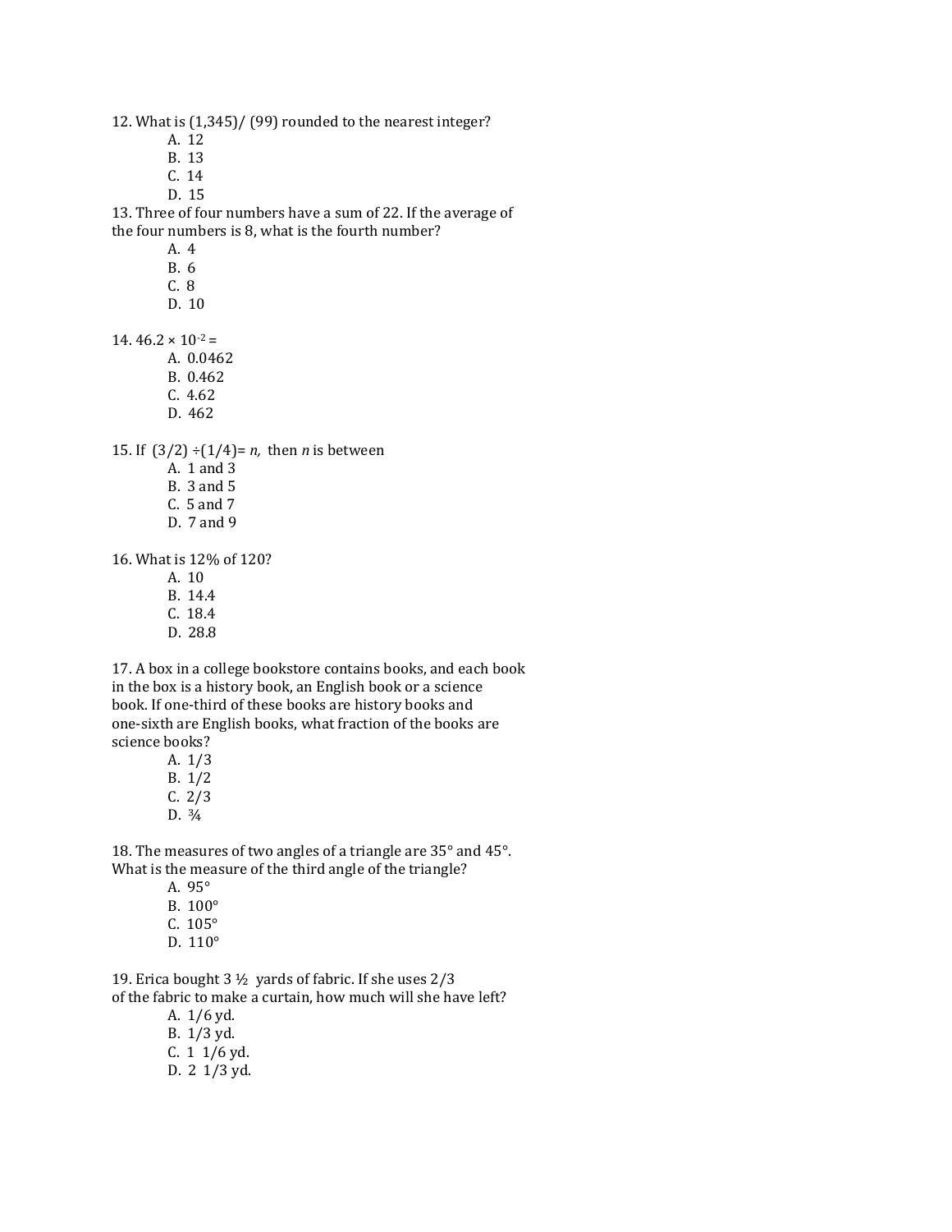12. What is (1,345)/ (99) rounded to the nearest integer?

   A. 12
   B. 13
   C. 14
   D. 15

13. Three of four numbers have a sum of 22. If the average of the four numbers is 8, what is the fourth number?

   A. 4
   B. 6
   C. 8
   D. 10

14. $46.2 \times 10^{-2} =$

   A. 0.0462
   B. 0.462
   C. 4.62
   D. 462

15. If $(3/2) \div (1/4) = n$, then $n$ is between

   A. 1 and 3
   B. 3 and 5
   C. 5 and 7
   D. 7 and 9

16. What is 12% of 120?

   A. 10
   B. 14.4
   C. 18.4
   D. 28.8

17. A box in a college bookstore contains books, and each book in the box is a history book, an English book or a science book. If one-third of these books are history books and one-sixth are English books, what fraction of the books are science books?

   A. 1/3
   B. 1/2
   C. 2/3
   D. ¾

18. The measures of two angles of a triangle are 35° and 45°. What is the measure of the third angle of the triangle?

   A. 95°
   B. 100°
   C. 105°
   D. 110°

19. Erica bought 3 ½ yards of fabric. If she uses 2/3 of the fabric to make a curtain, how much will she have left?

   A. 1/6 yd.
   B. 1/3 yd.
   C. 1 1/6 yd.
   D. 2 1/3 yd.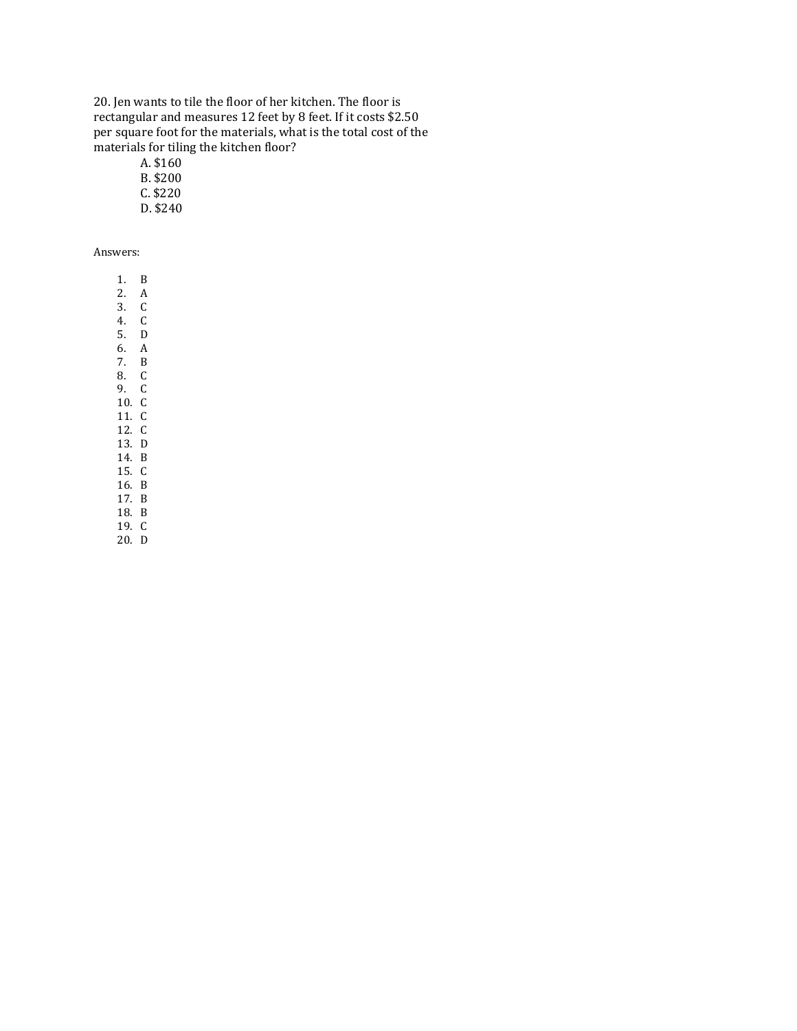20. Jen wants to tile the floor of her kitchen. The floor is rectangular and measures 12 feet by 8 feet. If it costs $2.50 per square foot for the materials, what is the total cost of the materials for tiling the kitchen floor?

A. $160
B. $200
C. $220
D. $240

Answers:

1. B
2. A
3. C
4. C
5. D
6. A
7. B
8. C
9. C
10. C
11. C
12. C
13. D
14. B
15. C
16. B
17. B
18. B
19. C
20. D